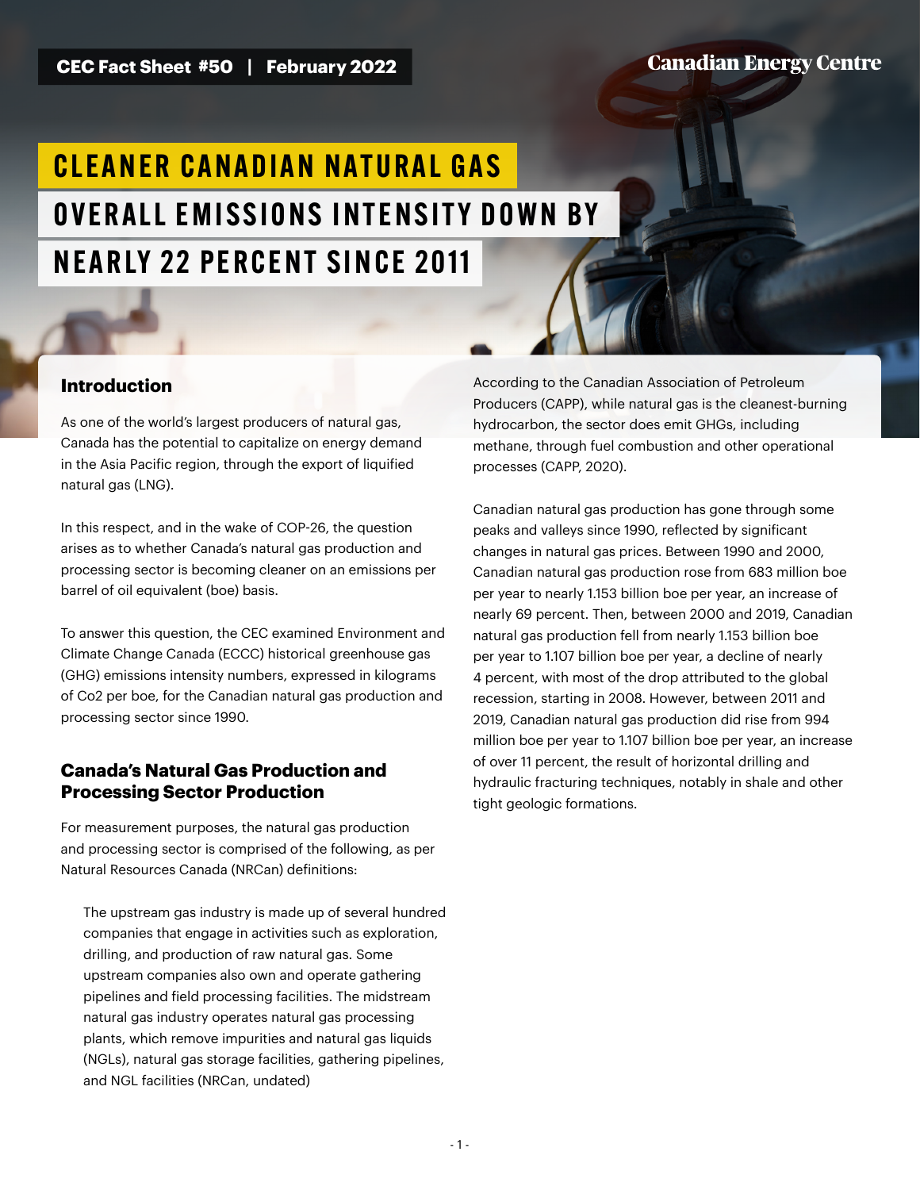CEC Fact Sheet #50 | February 2022

Canadian Energy Centre

# CLEANER CANADIAN NATURAL GAS OVERALL EMISSIONS INTENSITY DOWN BY NEARLY 22 PERCENT SINCE 2011

## Introduction

As one of the world's largest producers of natural gas, Canada has the potential to capitalize on energy demand in the Asia Pacific region, through the export of liquified natural gas (LNG).

In this respect, and in the wake of COP-26, the question arises as to whether Canada's natural gas production and processing sector is becoming cleaner on an emissions per barrel of oil equivalent (boe) basis.

To answer this question, the CEC examined Environment and Climate Change Canada (ECCC) historical greenhouse gas (GHG) emissions intensity numbers, expressed in kilograms of Co2 per boe, for the Canadian natural gas production and processing sector since 1990.

## Canada's Natural Gas Production and Processing Sector Production

For measurement purposes, the natural gas production and processing sector is comprised of the following, as per Natural Resources Canada (NRCan) definitions:

> The upstream gas industry is made up of several hundred companies that engage in activities such as exploration, drilling, and production of raw natural gas. Some upstream companies also own and operate gathering pipelines and field processing facilities. The midstream natural gas industry operates natural gas processing plants, which remove impurities and natural gas liquids (NGLs), natural gas storage facilities, gathering pipelines, and NGL facilities (NRCan, undated)

According to the Canadian Association of Petroleum Producers (CAPP), while natural gas is the cleanest-burning hydrocarbon, the sector does emit GHGs, including methane, through fuel combustion and other operational processes (CAPP, 2020).

Canadian natural gas production has gone through some peaks and valleys since 1990, reflected by significant changes in natural gas prices. Between 1990 and 2000, Canadian natural gas production rose from 683 million boe per year to nearly 1.153 billion boe per year, an increase of nearly 69 percent. Then, between 2000 and 2019, Canadian natural gas production fell from nearly 1.153 billion boe per year to 1.107 billion boe per year, a decline of nearly 4 percent, with most of the drop attributed to the global recession, starting in 2008. However, between 2011 and 2019, Canadian natural gas production did rise from 994 million boe per year to 1.107 billion boe per year, an increase of over 11 percent, the result of horizontal drilling and hydraulic fracturing techniques, notably in shale and other tight geologic formations.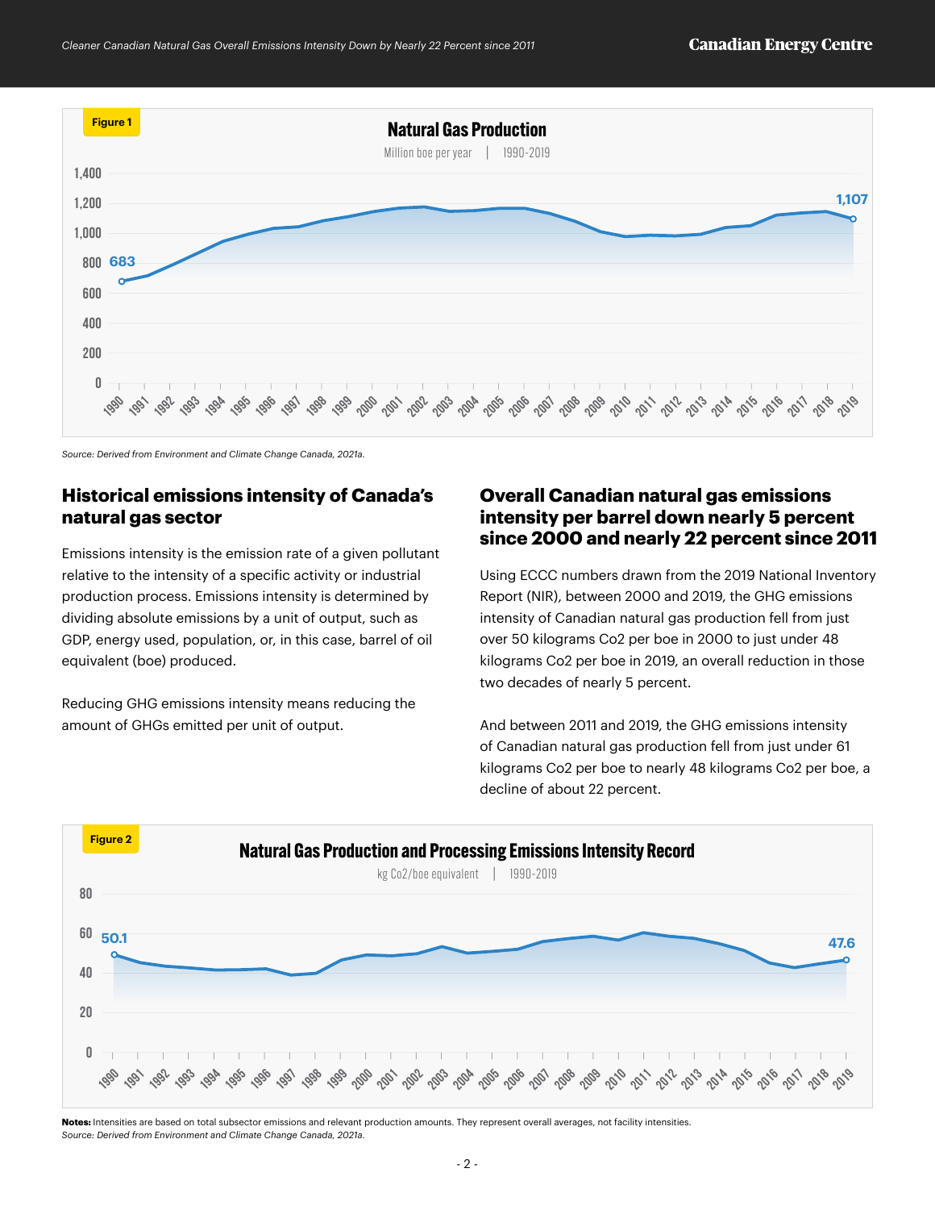**Figure 1**

**Natural Gas Production**

Million boe per year | 1990-2019

683

1,107

Source: Derived from Environment and Climate Change Canada, 2021a.

## Historical emissions intensity of Canada's natural gas sector

Emissions intensity is the emission rate of a given pollutant relative to the intensity of a specific activity or industrial production process. Emissions intensity is determined by dividing absolute emissions by a unit of output, such as GDP, energy used, population, or, in this case, barrel of oil equivalent (boe) produced.

Reducing GHG emissions intensity means reducing the amount of GHGs emitted per unit of output.

## Overall Canadian natural gas emissions intensity per barrel down nearly 5 percent since 2000 and nearly 22 percent since 2011

Using ECCC numbers drawn from the 2019 National Inventory Report (NIR), between 2000 and 2019, the GHG emissions intensity of Canadian natural gas production fell from just over 50 kilograms Co2 per boe in 2000 to just under 48 kilograms Co2 per boe in 2019, an overall reduction in those two decades of nearly 5 percent.

And between 2011 and 2019, the GHG emissions intensity of Canadian natural gas production fell from just under 61 kilograms Co2 per boe to nearly 48 kilograms Co2 per boe, a decline of about 22 percent.

**Figure 2**

**Natural Gas Production and Processing Emissions Intensity Record**

kg Co2/boe equivalent | 1990-2019

50.1

47.6

**Notes:** Intensities are based on total subsector emissions and relevant production amounts. They represent overall averages, not facility intensities.

*Source: Derived from Environment and Climate Change Canada, 2021a.*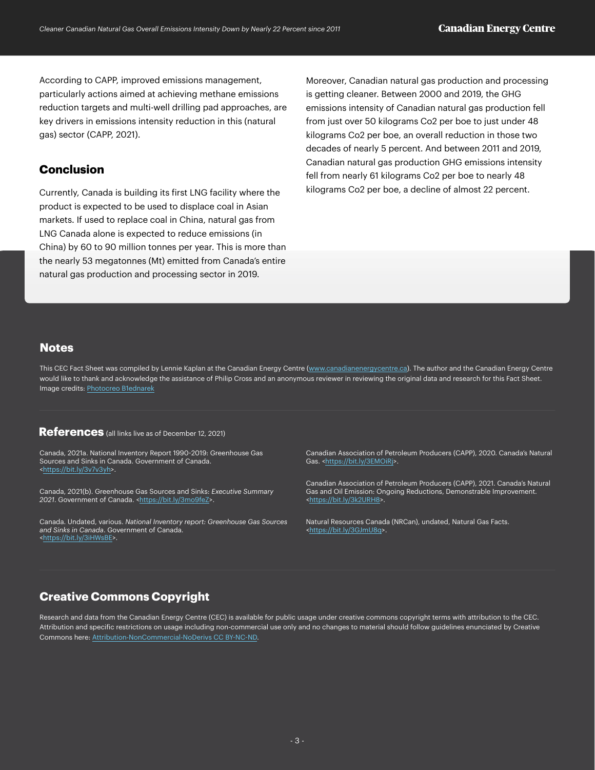According to CAPP, improved emissions management, particularly actions aimed at achieving methane emissions reduction targets and multi-well drilling pad approaches, are key drivers in emissions intensity reduction in this (natural gas) sector (CAPP, 2021).

## Conclusion

Currently, Canada is building its first LNG facility where the product is expected to be used to displace coal in Asian markets. If used to replace coal in China, natural gas from LNG Canada alone is expected to reduce emissions (in China) by 60 to 90 million tonnes per year. This is more than the nearly 53 megatonnes (Mt) emitted from Canada's entire natural gas production and processing sector in 2019.

Moreover, Canadian natural gas production and processing is getting cleaner. Between 2000 and 2019, the GHG emissions intensity of Canadian natural gas production fell from just over 50 kilograms Co2 per boe to just under 48 kilograms Co2 per boe, an overall reduction in those two decades of nearly 5 percent. And between 2011 and 2019, Canadian natural gas production GHG emissions intensity fell from nearly 61 kilograms Co2 per boe to nearly 48 kilograms Co2 per boe, a decline of almost 22 percent.

## Notes

This CEC Fact Sheet was compiled by Lennie Kaplan at the Canadian Energy Centre (www.canadianenergycentre.ca). The author and the Canadian Energy Centre would like to thank and acknowledge the assistance of Philip Cross and an anonymous reviewer in reviewing the original data and research for this Fact Sheet. Image credits: Photocreo B1ednarek

## References (all links live as of December 12, 2021)

Canada, 2021a. National Inventory Report 1990-2019: Greenhouse Gas Sources and Sinks in Canada. Government of Canada. <https://bit.ly/3v7v3yh>.

Canada, 2021(b). Greenhouse Gas Sources and Sinks: *Executive Summary 2021*. Government of Canada. <https://bit.ly/3mo9feZ>.

Canada. Undated, various. *National Inventory report: Greenhouse Gas Sources and Sinks in Canada*. Government of Canada. <https://bit.ly/3iHWsBE>.

Canadian Association of Petroleum Producers (CAPP), 2020. Canada's Natural Gas. <https://bit.ly/3EMOiRj>.

Canadian Association of Petroleum Producers (CAPP), 2021. Canada's Natural Gas and Oil Emission: Ongoing Reductions, Demonstrable Improvement. <https://bit.ly/3k2URH8>.

Natural Resources Canada (NRCan), undated, Natural Gas Facts. <https://bit.ly/3GJmU8q>.

## Creative Commons Copyright

Research and data from the Canadian Energy Centre (CEC) is available for public usage under creative commons copyright terms with attribution to the CEC. Attribution and specific restrictions on usage including non-commercial use only and no changes to material should follow guidelines enunciated by Creative Commons here: Attribution-NonCommercial-NoDerivs CC BY-NC-ND.